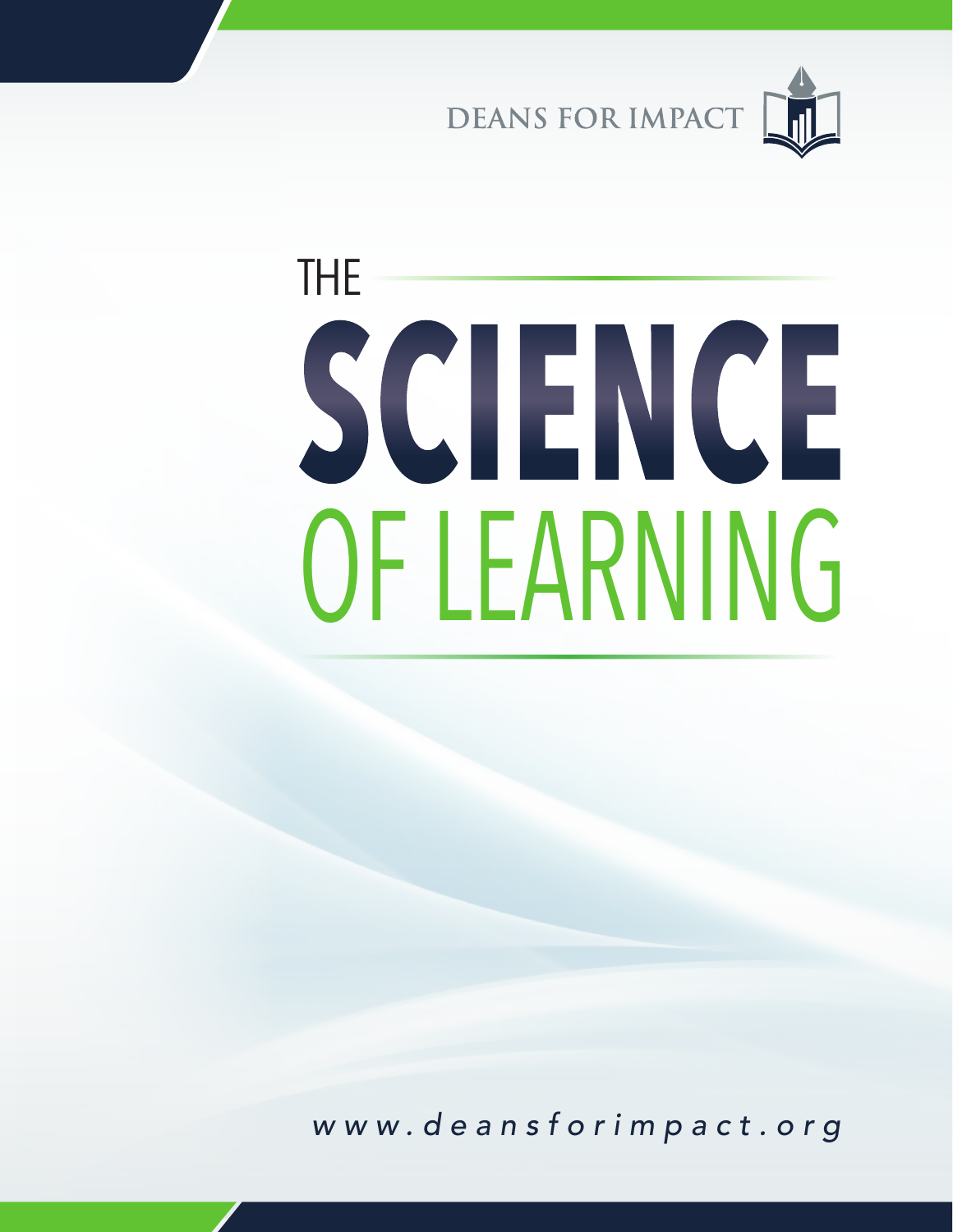DEANS FOR IMPACT

# THE SCIENCE OF LEARNING

*www.deansforimpact.org*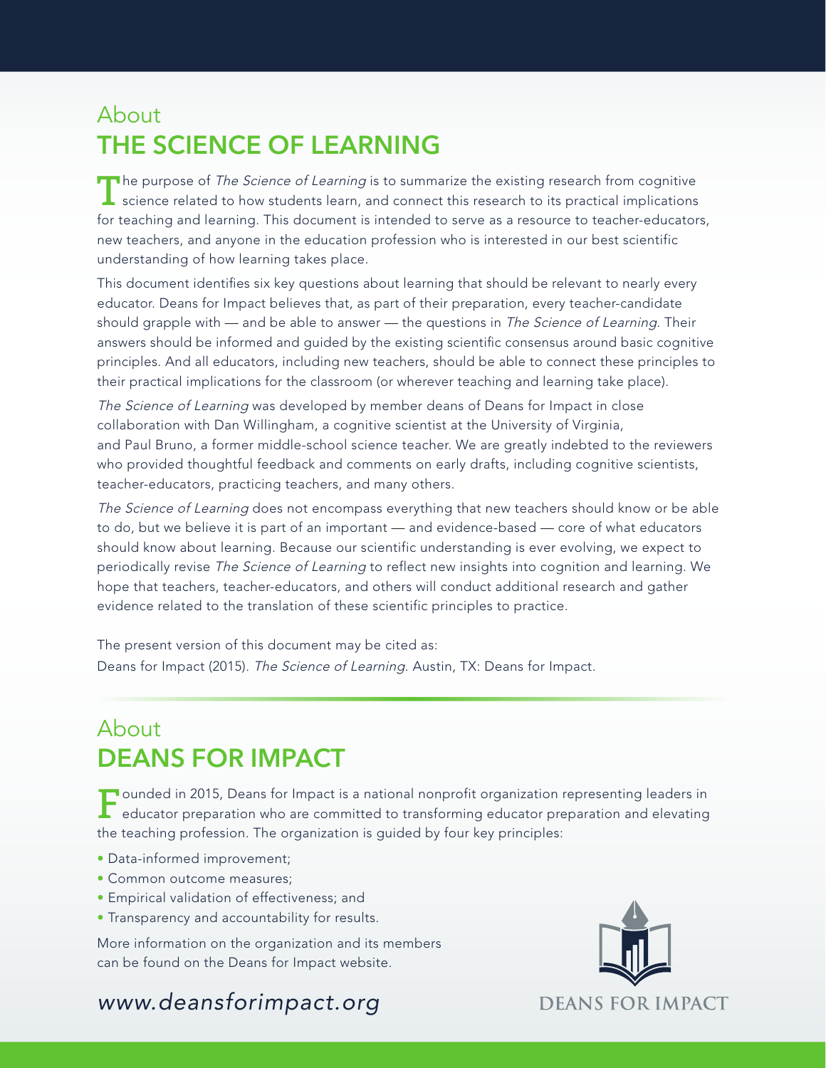## About
# THE SCIENCE OF LEARNING

The purpose of *The Science of Learning* is to summarize the existing research from cognitive science related to how students learn, and connect this research to its practical implications for teaching and learning. This document is intended to serve as a resource to teacher-educators, new teachers, and anyone in the education profession who is interested in our best scientific understanding of how learning takes place.

This document identifies six key questions about learning that should be relevant to nearly every educator. Deans for Impact believes that, as part of their preparation, every teacher-candidate should grapple with — and be able to answer — the questions in *The Science of Learning*. Their answers should be informed and guided by the existing scientific consensus around basic cognitive principles. And all educators, including new teachers, should be able to connect these principles to their practical implications for the classroom (or wherever teaching and learning take place).

*The Science of Learning* was developed by member deans of Deans for Impact in close collaboration with Dan Willingham, a cognitive scientist at the University of Virginia, and Paul Bruno, a former middle-school science teacher. We are greatly indebted to the reviewers who provided thoughtful feedback and comments on early drafts, including cognitive scientists, teacher-educators, practicing teachers, and many others.

*The Science of Learning* does not encompass everything that new teachers should know or be able to do, but we believe it is part of an important — and evidence-based — core of what educators should know about learning. Because our scientific understanding is ever evolving, we expect to periodically revise *The Science of Learning* to reflect new insights into cognition and learning. We hope that teachers, teacher-educators, and others will conduct additional research and gather evidence related to the translation of these scientific principles to practice.

The present version of this document may be cited as:
Deans for Impact (2015). *The Science of Learning*. Austin, TX: Deans for Impact.

## About
# DEANS FOR IMPACT

Founded in 2015, Deans for Impact is a national nonprofit organization representing leaders in educator preparation who are committed to transforming educator preparation and elevating the teaching profession. The organization is guided by four key principles:

- Data-informed improvement;
- Common outcome measures;
- Empirical validation of effectiveness; and
- Transparency and accountability for results.

More information on the organization and its members can be found on the Deans for Impact website.

*www.deansforimpact.org*

DEANS FOR IMPACT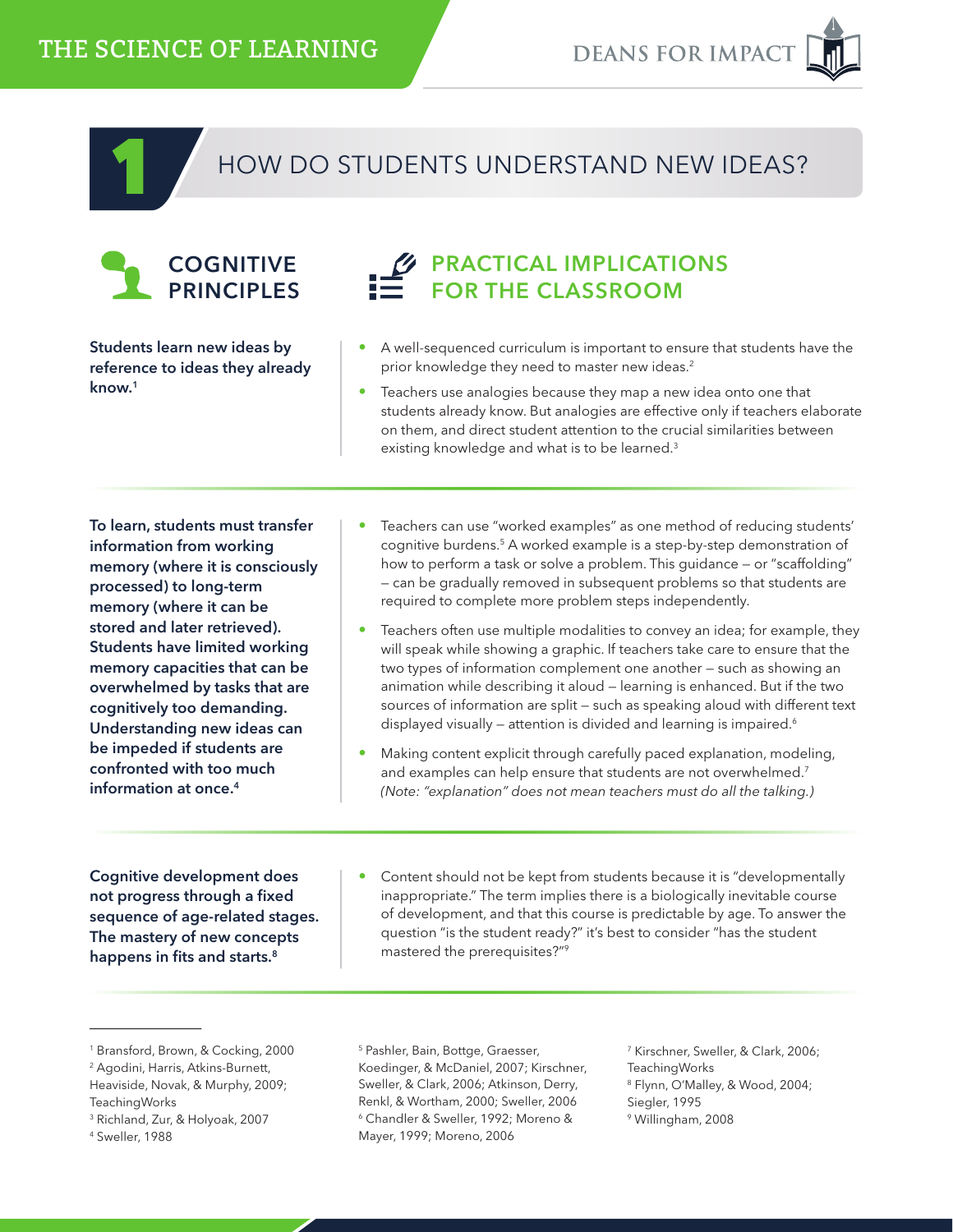# 1 HOW DO STUDENTS UNDERSTAND NEW IDEAS?

## COGNITIVE PRINCIPLES / PRACTICAL IMPLICATIONS FOR THE CLASSROOM

**Students learn new ideas by reference to ideas they already know.**[1]

- A well-sequenced curriculum is important to ensure that students have the prior knowledge they need to master new ideas.[2]
- Teachers use analogies because they map a new idea onto one that students already know. But analogies are effective only if teachers elaborate on them, and direct student attention to the crucial similarities between existing knowledge and what is to be learned.[3]

**To learn, students must transfer information from working memory (where it is consciously processed) to long-term memory (where it can be stored and later retrieved). Students have limited working memory capacities that can be overwhelmed by tasks that are cognitively too demanding. Understanding new ideas can be impeded if students are confronted with too much information at once.**[4]

- Teachers can use "worked examples" as one method of reducing students' cognitive burdens.[5] A worked example is a step-by-step demonstration of how to perform a task or solve a problem. This guidance — or "scaffolding" — can be gradually removed in subsequent problems so that students are required to complete more problem steps independently.
- Teachers often use multiple modalities to convey an idea; for example, they will speak while showing a graphic. If teachers take care to ensure that the two types of information complement one another — such as showing an animation while describing it aloud — learning is enhanced. But if the two sources of information are split — such as speaking aloud with different text displayed visually — attention is divided and learning is impaired.[6]
- Making content explicit through carefully paced explanation, modeling, and examples can help ensure that students are not overwhelmed.[7] *(Note: "explanation" does not mean teachers must do all the talking.)*

**Cognitive development does not progress through a fixed sequence of age-related stages. The mastery of new concepts happens in fits and starts.**[8]

- Content should not be kept from students because it is "developmentally inappropriate." The term implies there is a biologically inevitable course of development, and that this course is predictable by age. To answer the question "is the student ready?" it's best to consider "has the student mastered the prerequisites?"[9]

---

[1] Bransford, Brown, & Cocking, 2000
[2] Agodini, Harris, Atkins-Burnett, Heaviside, Novak, & Murphy, 2009; TeachingWorks
[3] Richland, Zur, & Holyoak, 2007
[4] Sweller, 1988
[5] Pashler, Bain, Bottge, Graesser, Koedinger, & McDaniel, 2007; Kirschner, Sweller, & Clark, 2006; Atkinson, Derry, Renkl, & Wortham, 2000; Sweller, 2006
[6] Chandler & Sweller, 1992; Moreno & Mayer, 1999; Moreno, 2006
[7] Kirschner, Sweller, & Clark, 2006; TeachingWorks
[8] Flynn, O'Malley, & Wood, 2004; Siegler, 1995
[9] Willingham, 2008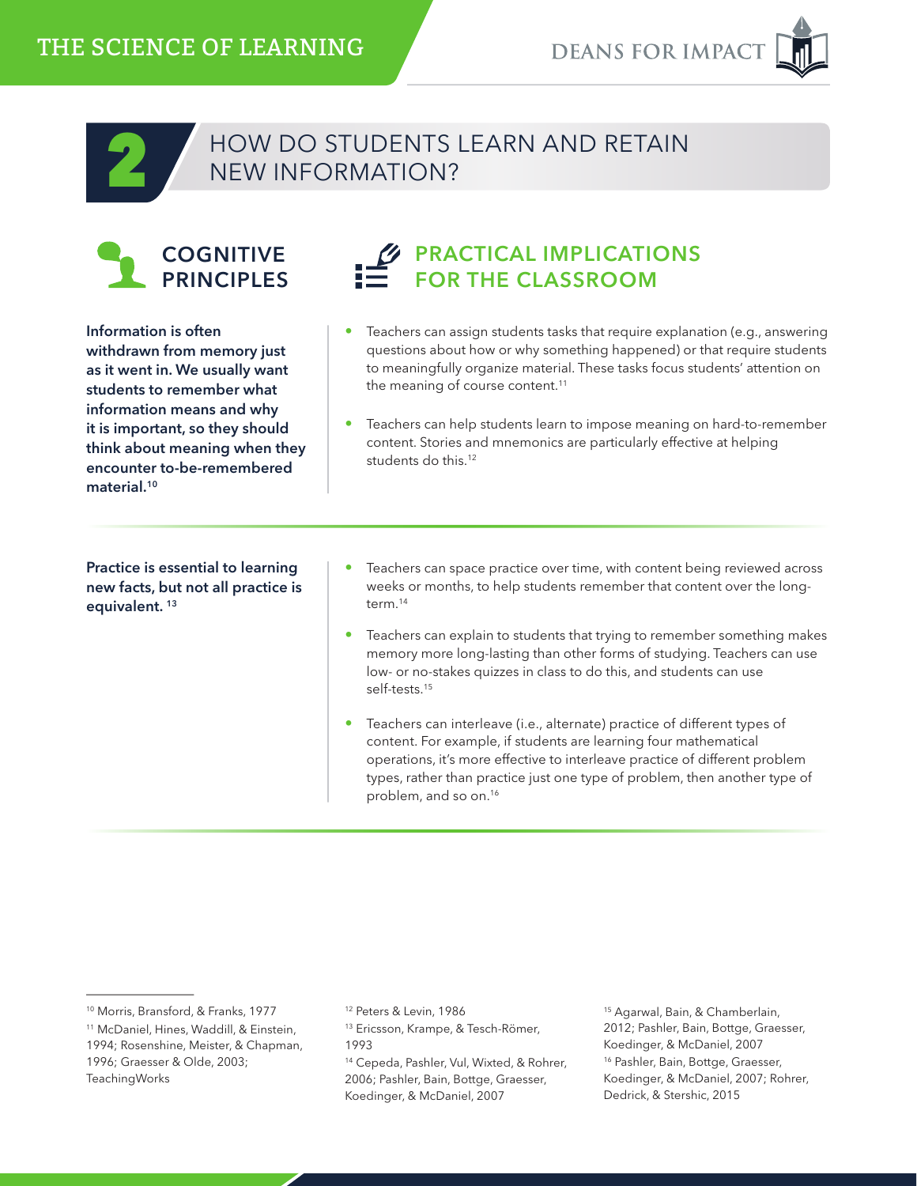## 2 HOW DO STUDENTS LEARN AND RETAIN NEW INFORMATION?

| COGNITIVE PRINCIPLES | PRACTICAL IMPLICATIONS FOR THE CLASSROOM |
|---|---|
| **Information is often withdrawn from memory just as it went in. We usually want students to remember what information means and why it is important, so they should think about meaning when they encounter to-be-remembered material.[10]** | • Teachers can assign students tasks that require explanation (e.g., answering questions about how or why something happened) or that require students to meaningfully organize material. These tasks focus students' attention on the meaning of course content.[11]<br>• Teachers can help students learn to impose meaning on hard-to-remember content. Stories and mnemonics are particularly effective at helping students do this.[12] |
| **Practice is essential to learning new facts, but not all practice is equivalent. [13]** | • Teachers can space practice over time, with content being reviewed across weeks or months, to help students remember that content over the long-term.[14]<br>• Teachers can explain to students that trying to remember something makes memory more long-lasting than other forms of studying. Teachers can use low- or no-stakes quizzes in class to do this, and students can use self-tests.[15]<br>• Teachers can interleave (i.e., alternate) practice of different types of content. For example, if students are learning four mathematical operations, it's more effective to interleave practice of different problem types, rather than practice just one type of problem, then another type of problem, and so on.[16] |

---

[10] Morris, Bransford, & Franks, 1977

[11] McDaniel, Hines, Waddill, & Einstein, 1994; Rosenshine, Meister, & Chapman, 1996; Graesser & Olde, 2003; TeachingWorks

[12] Peters & Levin, 1986

[13] Ericsson, Krampe, & Tesch-Römer, 1993

[14] Cepeda, Pashler, Vul, Wixted, & Rohrer, 2006; Pashler, Bain, Bottge, Graesser, Koedinger, & McDaniel, 2007

[15] Agarwal, Bain, & Chamberlain, 2012; Pashler, Bain, Bottge, Graesser, Koedinger, & McDaniel, 2007

[16] Pashler, Bain, Bottge, Graesser, Koedinger, & McDaniel, 2007; Rohrer, Dedrick, & Stershic, 2015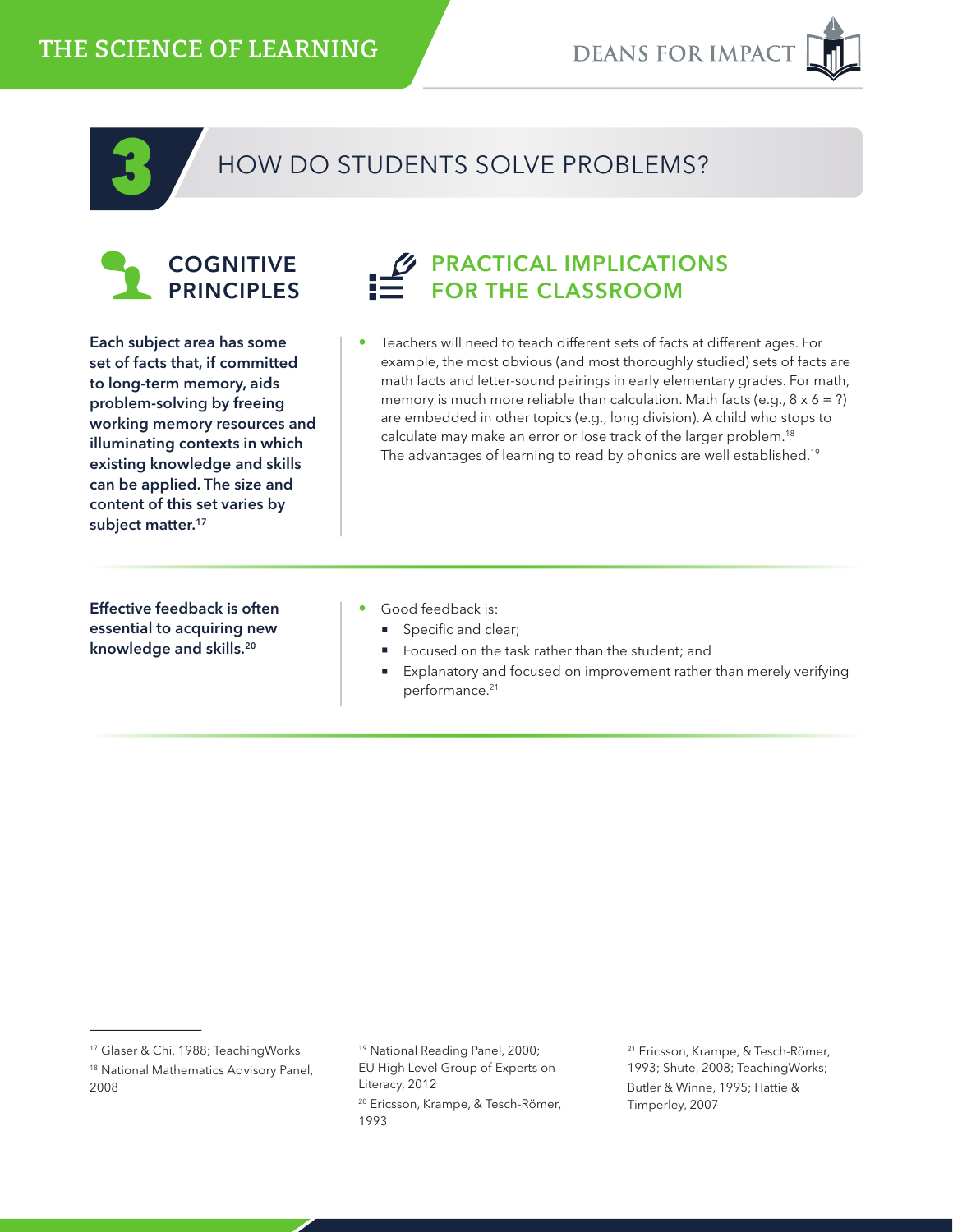## 3 HOW DO STUDENTS SOLVE PROBLEMS?

### COGNITIVE PRINCIPLES

### PRACTICAL IMPLICATIONS FOR THE CLASSROOM

**Each subject area has some set of facts that, if committed to long-term memory, aids problem-solving by freeing working memory resources and illuminating contexts in which existing knowledge and skills can be applied. The size and content of this set varies by subject matter.[17]**

- Teachers will need to teach different sets of facts at different ages. For example, the most obvious (and most thoroughly studied) sets of facts are math facts and letter-sound pairings in early elementary grades. For math, memory is much more reliable than calculation. Math facts (e.g., 8 x 6 = ?) are embedded in other topics (e.g., long division). A child who stops to calculate may make an error or lose track of the larger problem.[18] The advantages of learning to read by phonics are well established.[19]

**Effective feedback is often essential to acquiring new knowledge and skills.[20]**

- Good feedback is:
  - Specific and clear;
  - Focused on the task rather than the student; and
  - Explanatory and focused on improvement rather than merely verifying performance.[21]

---

[17] Glaser & Chi, 1988; TeachingWorks

[18] National Mathematics Advisory Panel, 2008

[19] National Reading Panel, 2000; EU High Level Group of Experts on Literacy, 2012

[20] Ericsson, Krampe, & Tesch-Römer, 1993

[21] Ericsson, Krampe, & Tesch-Römer, 1993; Shute, 2008; TeachingWorks; Butler & Winne, 1995; Hattie & Timperley, 2007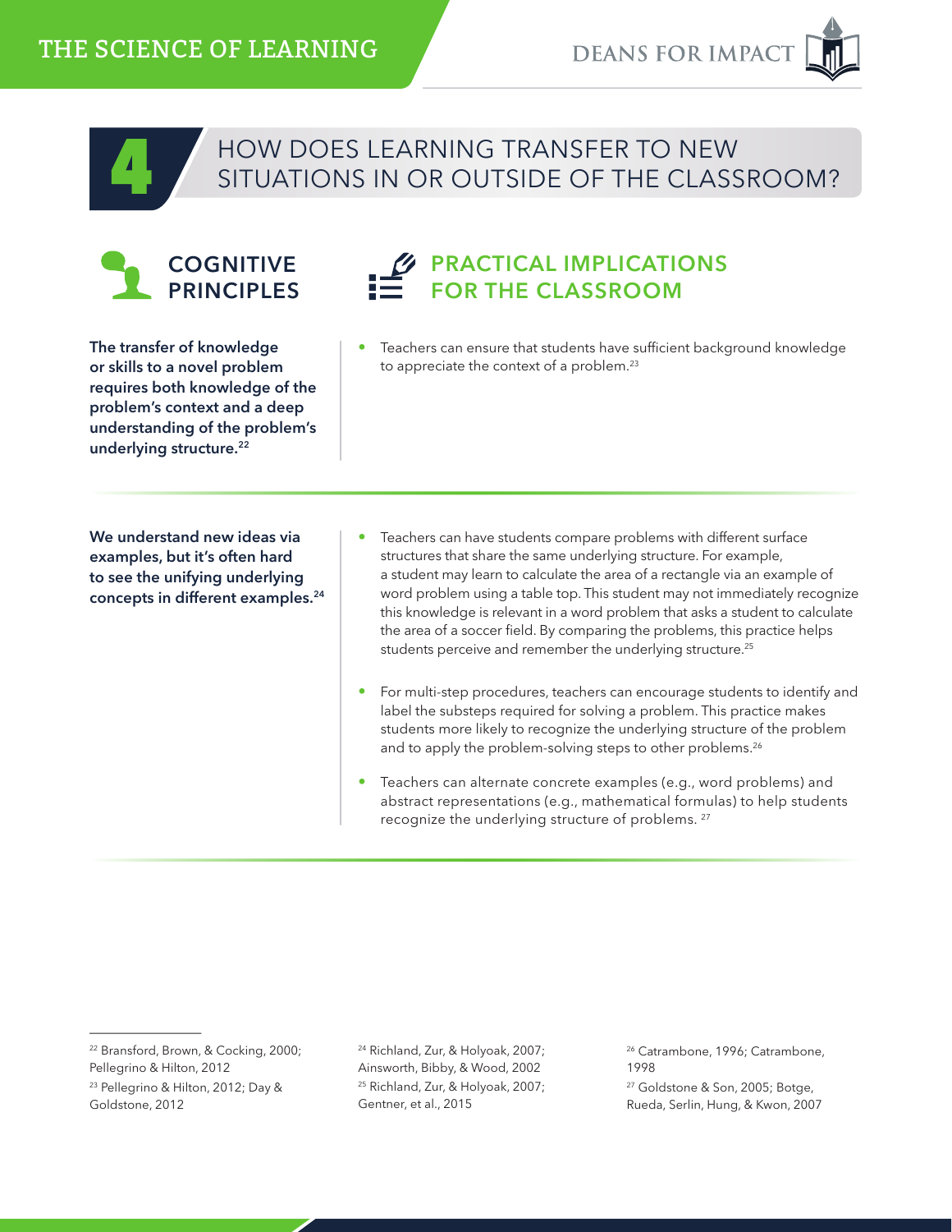# 4 HOW DOES LEARNING TRANSFER TO NEW SITUATIONS IN OR OUTSIDE OF THE CLASSROOM?

| COGNITIVE PRINCIPLES | PRACTICAL IMPLICATIONS FOR THE CLASSROOM |
| --- | --- |
| **The transfer of knowledge or skills to a novel problem requires both knowledge of the problem's context and a deep understanding of the problem's underlying structure.[22]** | • Teachers can ensure that students have sufficient background knowledge to appreciate the context of a problem.[23] |
| **We understand new ideas via examples, but it's often hard to see the unifying underlying concepts in different examples.[24]** | • Teachers can have students compare problems with different surface structures that share the same underlying structure. For example, a student may learn to calculate the area of a rectangle via an example of word problem using a table top. This student may not immediately recognize this knowledge is relevant in a word problem that asks a student to calculate the area of a soccer field. By comparing the problems, this practice helps students perceive and remember the underlying structure.[25]<br><br>• For multi-step procedures, teachers can encourage students to identify and label the substeps required for solving a problem. This practice makes students more likely to recognize the underlying structure of the problem and to apply the problem-solving steps to other problems.[26]<br><br>• Teachers can alternate concrete examples (e.g., word problems) and abstract representations (e.g., mathematical formulas) to help students recognize the underlying structure of problems.[27] |

---

[22] Bransford, Brown, & Cocking, 2000; Pellegrino & Hilton, 2012

[23] Pellegrino & Hilton, 2012; Day & Goldstone, 2012

[24] Richland, Zur, & Holyoak, 2007; Ainsworth, Bibby, & Wood, 2002

[25] Richland, Zur, & Holyoak, 2007; Gentner, et al., 2015

[26] Catrambone, 1996; Catrambone, 1998

[27] Goldstone & Son, 2005; Botge, Rueda, Serlin, Hung, & Kwon, 2007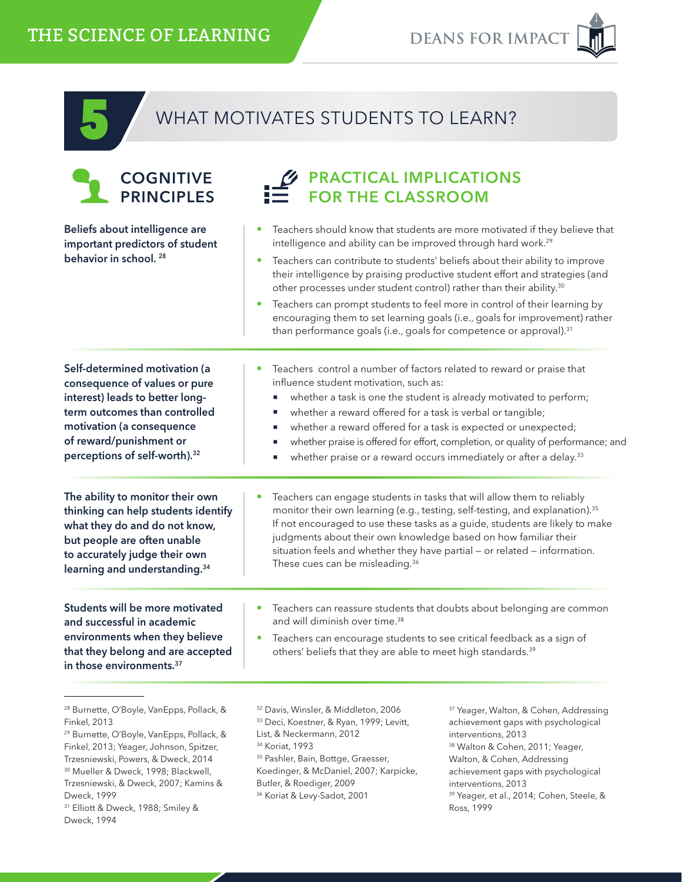## 5 WHAT MOTIVATES STUDENTS TO LEARN?

| COGNITIVE PRINCIPLES | PRACTICAL IMPLICATIONS FOR THE CLASSROOM |
| --- | --- |
| **Beliefs about intelligence are important predictors of student behavior in school.** [28] | • Teachers should know that students are more motivated if they believe that intelligence and ability can be improved through hard work.[29]<br>• Teachers can contribute to students' beliefs about their ability to improve their intelligence by praising productive student effort and strategies (and other processes under student control) rather than their ability.[30]<br>• Teachers can prompt students to feel more in control of their learning by encouraging them to set learning goals (i.e., goals for improvement) rather than performance goals (i.e., goals for competence or approval).[31] |
| **Self-determined motivation (a consequence of values or pure interest) leads to better long-term outcomes than controlled motivation (a consequence of reward/punishment or perceptions of self-worth).**[32] | • Teachers control a number of factors related to reward or praise that influence student motivation, such as:<br>▪ whether a task is one the student is already motivated to perform;<br>▪ whether a reward offered for a task is verbal or tangible;<br>▪ whether a reward offered for a task is expected or unexpected;<br>▪ whether praise is offered for effort, completion, or quality of performance; and<br>▪ whether praise or a reward occurs immediately or after a delay.[33] |
| **The ability to monitor their own thinking can help students identify what they do and do not know, but people are often unable to accurately judge their own learning and understanding.**[34] | • Teachers can engage students in tasks that will allow them to reliably monitor their own learning (e.g., testing, self-testing, and explanation).[35] If not encouraged to use these tasks as a guide, students are likely to make judgments about their own knowledge based on how familiar their situation feels and whether they have partial – or related – information. These cues can be misleading.[36] |
| **Students will be more motivated and successful in academic environments when they believe that they belong and are accepted in those environments.**[37] | • Teachers can reassure students that doubts about belonging are common and will diminish over time.[38]<br>• Teachers can encourage students to see critical feedback as a sign of others' beliefs that they are able to meet high standards.[39] |

---

[28] Burnette, O'Boyle, VanEpps, Pollack, & Finkel, 2013
[29] Burnette, O'Boyle, VanEpps, Pollack, & Finkel, 2013; Yeager, Johnson, Spitzer, Trzesniewski, Powers, & Dweck, 2014
[30] Mueller & Dweck, 1998; Blackwell, Trzesniewski, & Dweck, 2007; Kamins & Dweck, 1999
[31] Elliott & Dweck, 1988; Smiley & Dweck, 1994
[32] Davis, Winsler, & Middleton, 2006
[33] Deci, Koestner, & Ryan, 1999; Levitt, List, & Neckermann, 2012
[34] Koriat, 1993
[35] Pashler, Bain, Bottge, Graesser, Koedinger, & McDaniel, 2007; Karpicke, Butler, & Roediger, 2009
[36] Koriat & Levy-Sadot, 2001
[37] Yeager, Walton, & Cohen, Addressing achievement gaps with psychological interventions, 2013
[38] Walton & Cohen, 2011; Yeager, Walton, & Cohen, Addressing achievement gaps with psychological interventions, 2013
[39] Yeager, et al., 2014; Cohen, Steele, & Ross, 1999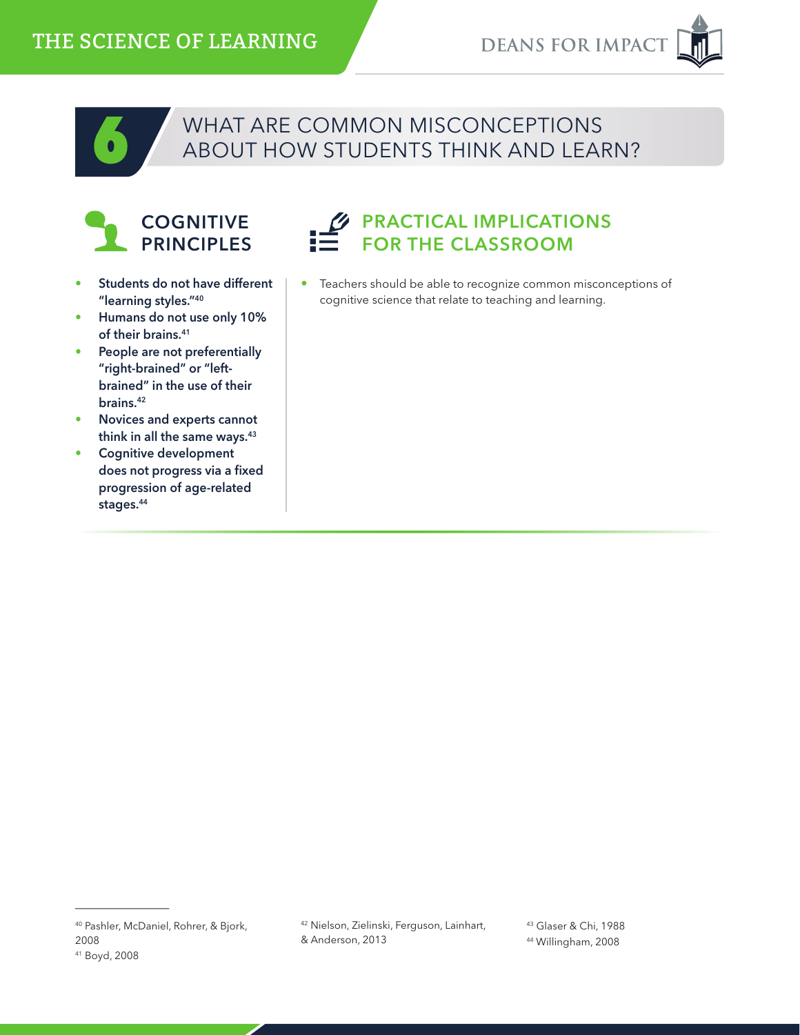## 6 WHAT ARE COMMON MISCONCEPTIONS ABOUT HOW STUDENTS THINK AND LEARN?

### COGNITIVE PRINCIPLES

- **Students do not have different "learning styles."[40]**
- **Humans do not use only 10% of their brains.[41]**
- **People are not preferentially "right-brained" or "left-brained" in the use of their brains.[42]**
- **Novices and experts cannot think in all the same ways.[43]**
- **Cognitive development does not progress via a fixed progression of age-related stages.[44]**

### PRACTICAL IMPLICATIONS FOR THE CLASSROOM

- Teachers should be able to recognize common misconceptions of cognitive science that relate to teaching and learning.

---

[40] Pashler, McDaniel, Rohrer, & Bjork, 2008
[41] Boyd, 2008
[42] Nielson, Zielinski, Ferguson, Lainhart, & Anderson, 2013
[43] Glaser & Chi, 1988
[44] Willingham, 2008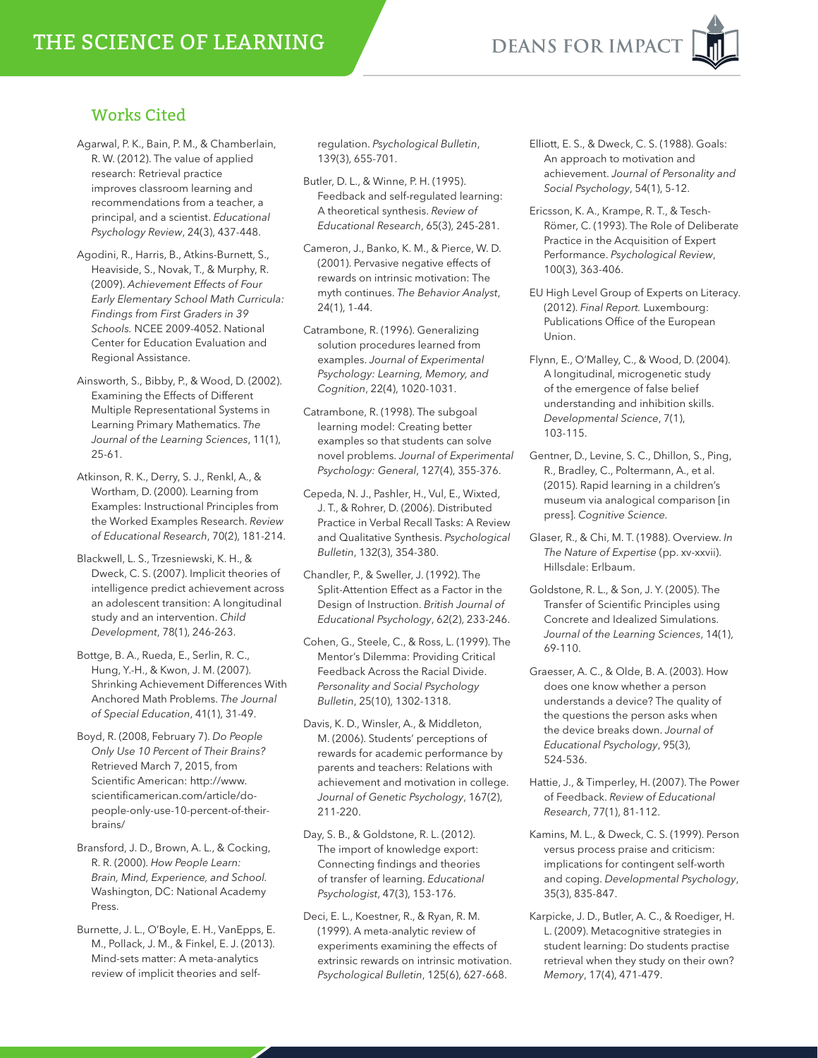## Works Cited

Agarwal, P. K., Bain, P. M., & Chamberlain, R. W. (2012). The value of applied research: Retrieval practice improves classroom learning and recommendations from a teacher, a principal, and a scientist. *Educational Psychology Review*, 24(3), 437-448.

Agodini, R., Harris, B., Atkins-Burnett, S., Heaviside, S., Novak, T., & Murphy, R. (2009). *Achievement Effects of Four Early Elementary School Math Curricula: Findings from First Graders in 39 Schools.* NCEE 2009-4052. National Center for Education Evaluation and Regional Assistance.

Ainsworth, S., Bibby, P., & Wood, D. (2002). Examining the Effects of Different Multiple Representational Systems in Learning Primary Mathematics. *The Journal of the Learning Sciences*, 11(1), 25-61.

Atkinson, R. K., Derry, S. J., Renkl, A., & Wortham, D. (2000). Learning from Examples: Instructional Principles from the Worked Examples Research. *Review of Educational Research*, 70(2), 181-214.

Blackwell, L. S., Trzesniewski, K. H., & Dweck, C. S. (2007). Implicit theories of intelligence predict achievement across an adolescent transition: A longitudinal study and an intervention. *Child Development*, 78(1), 246-263.

Bottge, B. A., Rueda, E., Serlin, R. C., Hung, Y.-H., & Kwon, J. M. (2007). Shrinking Achievement Differences With Anchored Math Problems. *The Journal of Special Education*, 41(1), 31-49.

Boyd, R. (2008, February 7). *Do People Only Use 10 Percent of Their Brains?* Retrieved March 7, 2015, from Scientific American: http://www.scientificamerican.com/article/do-people-only-use-10-percent-of-their-brains/

Bransford, J. D., Brown, A. L., & Cocking, R. R. (2000). *How People Learn: Brain, Mind, Experience, and School.* Washington, DC: National Academy Press.

Burnette, J. L., O'Boyle, E. H., VanEpps, E. M., Pollack, J. M., & Finkel, E. J. (2013). Mind-sets matter: A meta-analytics review of implicit theories and self-regulation. *Psychological Bulletin*, 139(3), 655-701.

Butler, D. L., & Winne, P. H. (1995). Feedback and self-regulated learning: A theoretical synthesis. *Review of Educational Research*, 65(3), 245-281.

Cameron, J., Banko, K. M., & Pierce, W. D. (2001). Pervasive negative effects of rewards on intrinsic motivation: The myth continues. *The Behavior Analyst*, 24(1), 1-44.

Catrambone, R. (1996). Generalizing solution procedures learned from examples. *Journal of Experimental Psychology: Learning, Memory, and Cognition*, 22(4), 1020-1031.

Catrambone, R. (1998). The subgoal learning model: Creating better examples so that students can solve novel problems. *Journal of Experimental Psychology: General*, 127(4), 355-376.

Cepeda, N. J., Pashler, H., Vul, E., Wixted, J. T., & Rohrer, D. (2006). Distributed Practice in Verbal Recall Tasks: A Review and Qualitative Synthesis. *Psychological Bulletin*, 132(3), 354-380.

Chandler, P., & Sweller, J. (1992). The Split-Attention Effect as a Factor in the Design of Instruction. *British Journal of Educational Psychology*, 62(2), 233-246.

Cohen, G., Steele, C., & Ross, L. (1999). The Mentor's Dilemma: Providing Critical Feedback Across the Racial Divide. *Personality and Social Psychology Bulletin*, 25(10), 1302-1318.

Davis, K. D., Winsler, A., & Middleton, M. (2006). Students' perceptions of rewards for academic performance by parents and teachers: Relations with achievement and motivation in college. *Journal of Genetic Psychology*, 167(2), 211-220.

Day, S. B., & Goldstone, R. L. (2012). The import of knowledge export: Connecting findings and theories of transfer of learning. *Educational Psychologist*, 47(3), 153-176.

Deci, E. L., Koestner, R., & Ryan, R. M. (1999). A meta-analytic review of experiments examining the effects of extrinsic rewards on intrinsic motivation. *Psychological Bulletin*, 125(6), 627-668.

Elliott, E. S., & Dweck, C. S. (1988). Goals: An approach to motivation and achievement. *Journal of Personality and Social Psychology*, 54(1), 5-12.

Ericsson, K. A., Krampe, R. T., & Tesch-Römer, C. (1993). The Role of Deliberate Practice in the Acquisition of Expert Performance. *Psychological Review*, 100(3), 363-406.

EU High Level Group of Experts on Literacy. (2012). *Final Report.* Luxembourg: Publications Office of the European Union.

Flynn, E., O'Malley, C., & Wood, D. (2004). A longitudinal, microgenetic study of the emergence of false belief understanding and inhibition skills. *Developmental Science*, 7(1), 103-115.

Gentner, D., Levine, S. C., Dhillon, S., Ping, R., Bradley, C., Poltermann, A., et al. (2015). Rapid learning in a children's museum via analogical comparison [in press]. *Cognitive Science*.

Glaser, R., & Chi, M. T. (1988). Overview. *In The Nature of Expertise* (pp. xv-xxvii). Hillsdale: Erlbaum.

Goldstone, R. L., & Son, J. Y. (2005). The Transfer of Scientific Principles using Concrete and Idealized Simulations. *Journal of the Learning Sciences*, 14(1), 69-110.

Graesser, A. C., & Olde, B. A. (2003). How does one know whether a person understands a device? The quality of the questions the person asks when the device breaks down. *Journal of Educational Psychology*, 95(3), 524-536.

Hattie, J., & Timperley, H. (2007). The Power of Feedback. *Review of Educational Research*, 77(1), 81-112.

Kamins, M. L., & Dweck, C. S. (1999). Person versus process praise and criticism: implications for contingent self-worth and coping. *Developmental Psychology*, 35(3), 835-847.

Karpicke, J. D., Butler, A. C., & Roediger, H. L. (2009). Metacognitive strategies in student learning: Do students practise retrieval when they study on their own? *Memory*, 17(4), 471-479.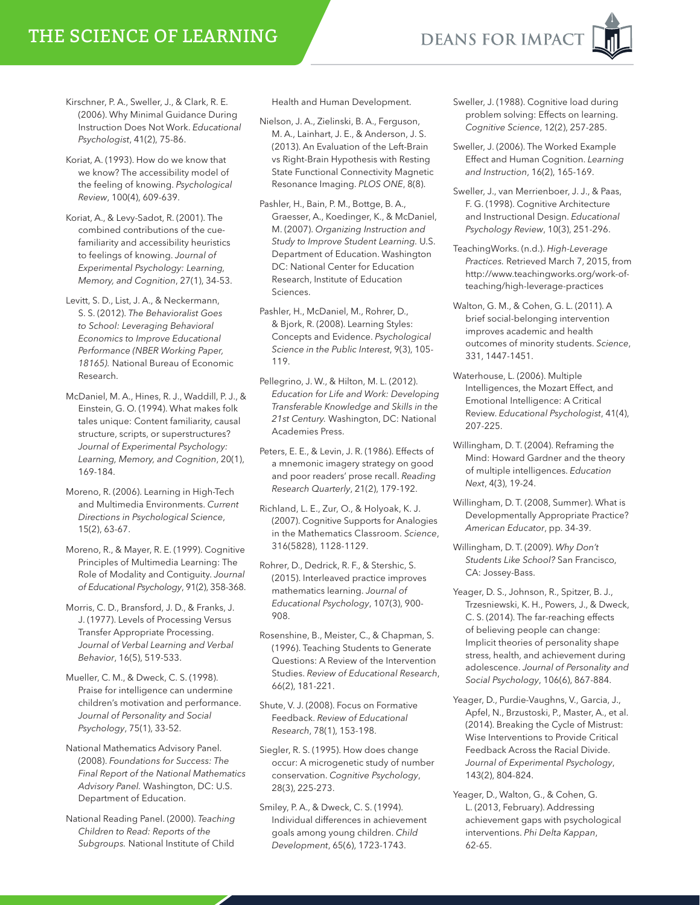Kirschner, P. A., Sweller, J., & Clark, R. E. (2006). Why Minimal Guidance During Instruction Does Not Work. *Educational Psychologist*, 41(2), 75-86.

Koriat, A. (1993). How do we know that we know? The accessibility model of the feeling of knowing. *Psychological Review*, 100(4), 609-639.

Koriat, A., & Levy-Sadot, R. (2001). The combined contributions of the cue-familiarity and accessibility heuristics to feelings of knowing. *Journal of Experimental Psychology: Learning, Memory, and Cognition*, 27(1), 34-53.

Levitt, S. D., List, J. A., & Neckermann, S. S. (2012). *The Behavioralist Goes to School: Leveraging Behavioral Economics to Improve Educational Performance (NBER Working Paper, 18165).* National Bureau of Economic Research.

McDaniel, M. A., Hines, R. J., Waddill, P. J., & Einstein, G. O. (1994). What makes folk tales unique: Content familiarity, causal structure, scripts, or superstructures? *Journal of Experimental Psychology: Learning, Memory, and Cognition*, 20(1), 169-184.

Moreno, R. (2006). Learning in High-Tech and Multimedia Environments. *Current Directions in Psychological Science*, 15(2), 63-67.

Moreno, R., & Mayer, R. E. (1999). Cognitive Principles of Multimedia Learning: The Role of Modality and Contiguity. *Journal of Educational Psychology*, 91(2), 358-368.

Morris, C. D., Bransford, J. D., & Franks, J. J. (1977). Levels of Processing Versus Transfer Appropriate Processing. *Journal of Verbal Learning and Verbal Behavior*, 16(5), 519-533.

Mueller, C. M., & Dweck, C. S. (1998). Praise for intelligence can undermine children's motivation and performance. *Journal of Personality and Social Psychology*, 75(1), 33-52.

National Mathematics Advisory Panel. (2008). *Foundations for Success: The Final Report of the National Mathematics Advisory Panel.* Washington, DC: U.S. Department of Education.

National Reading Panel. (2000). *Teaching Children to Read: Reports of the Subgroups.* National Institute of Child Health and Human Development.

Nielson, J. A., Zielinski, B. A., Ferguson, M. A., Lainhart, J. E., & Anderson, J. S. (2013). An Evaluation of the Left-Brain vs Right-Brain Hypothesis with Resting State Functional Connectivity Magnetic Resonance Imaging. *PLOS ONE*, 8(8).

Pashler, H., Bain, P. M., Bottge, B. A., Graesser, A., Koedinger, K., & McDaniel, M. (2007). *Organizing Instruction and Study to Improve Student Learning.* U.S. Department of Education. Washington DC: National Center for Education Research, Institute of Education Sciences.

Pashler, H., McDaniel, M., Rohrer, D., & Bjork, R. (2008). Learning Styles: Concepts and Evidence. *Psychological Science in the Public Interest*, 9(3), 105-119.

Pellegrino, J. W., & Hilton, M. L. (2012). *Education for Life and Work: Developing Transferable Knowledge and Skills in the 21st Century.* Washington, DC: National Academies Press.

Peters, E. E., & Levin, J. R. (1986). Effects of a mnemonic imagery strategy on good and poor readers' prose recall. *Reading Research Quarterly*, 21(2), 179-192.

Richland, L. E., Zur, O., & Holyoak, K. J. (2007). Cognitive Supports for Analogies in the Mathematics Classroom. *Science*, 316(5828), 1128-1129.

Rohrer, D., Dedrick, R. F., & Stershic, S. (2015). Interleaved practice improves mathematics learning. *Journal of Educational Psychology*, 107(3), 900-908.

Rosenshine, B., Meister, C., & Chapman, S. (1996). Teaching Students to Generate Questions: A Review of the Intervention Studies. *Review of Educational Research*, 66(2), 181-221.

Shute, V. J. (2008). Focus on Formative Feedback. *Review of Educational Research*, 78(1), 153-198.

Siegler, R. S. (1995). How does change occur: A microgenetic study of number conservation. *Cognitive Psychology*, 28(3), 225-273.

Smiley, P. A., & Dweck, C. S. (1994). Individual differences in achievement goals among young children. *Child Development*, 65(6), 1723-1743.

Sweller, J. (1988). Cognitive load during problem solving: Effects on learning. *Cognitive Science*, 12(2), 257-285.

Sweller, J. (2006). The Worked Example Effect and Human Cognition. *Learning and Instruction*, 16(2), 165-169.

Sweller, J., van Merrienboer, J. J., & Paas, F. G. (1998). Cognitive Architecture and Instructional Design. *Educational Psychology Review*, 10(3), 251-296.

TeachingWorks. (n.d.). *High-Leverage Practices.* Retrieved March 7, 2015, from http://www.teachingworks.org/work-of-teaching/high-leverage-practices

Walton, G. M., & Cohen, G. L. (2011). A brief social-belonging intervention improves academic and health outcomes of minority students. *Science*, 331, 1447-1451.

Waterhouse, L. (2006). Multiple Intelligences, the Mozart Effect, and Emotional Intelligence: A Critical Review. *Educational Psychologist*, 41(4), 207-225.

Willingham, D. T. (2004). Reframing the Mind: Howard Gardner and the theory of multiple intelligences. *Education Next*, 4(3), 19-24.

Willingham, D. T. (2008, Summer). What is Developmentally Appropriate Practice? *American Educator*, pp. 34-39.

Willingham, D. T. (2009). *Why Don't Students Like School?* San Francisco, CA: Jossey-Bass.

Yeager, D. S., Johnson, R., Spitzer, B. J., Trzesniewski, K. H., Powers, J., & Dweck, C. S. (2014). The far-reaching effects of believing people can change: Implicit theories of personality shape stress, health, and achievement during adolescence. *Journal of Personality and Social Psychology*, 106(6), 867-884.

Yeager, D., Purdie-Vaughns, V., Garcia, J., Apfel, N., Brzustoski, P., Master, A., et al. (2014). Breaking the Cycle of Mistrust: Wise Interventions to Provide Critical Feedback Across the Racial Divide. *Journal of Experimental Psychology*, 143(2), 804-824.

Yeager, D., Walton, G., & Cohen, G. L. (2013, February). Addressing achievement gaps with psychological interventions. *Phi Delta Kappan*, 62-65.